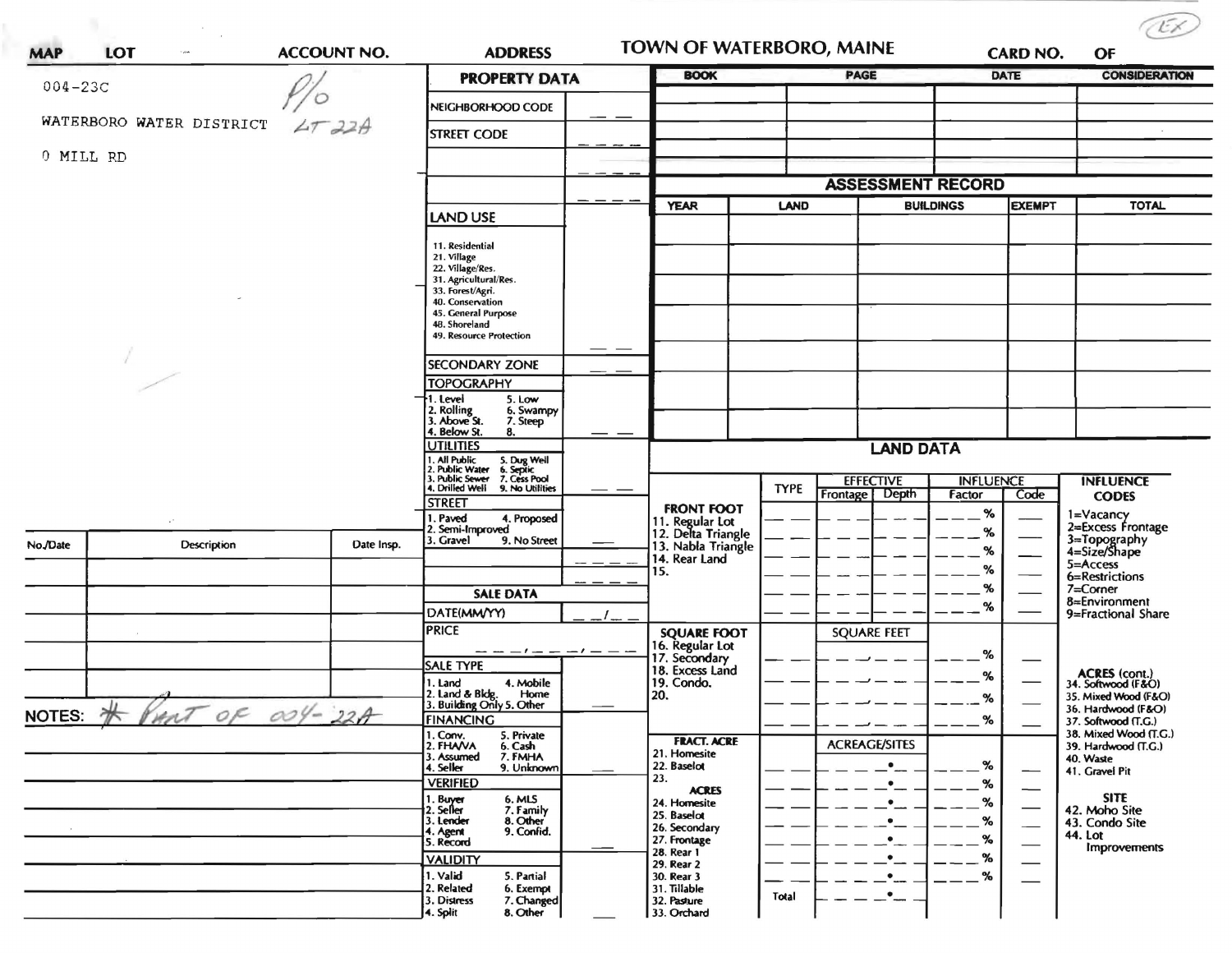# TOWN OF WATERBORO, MAINE

| MAP | LOT | ACCOUNT NO. | ADDRESS | CARD NO. | OF |
|---|---|---|---|---|---|
| 004-23C | | P/O LT 22A | | | |

WATERBORO WATER DISTRICT

0 MILL RD

(EX)

## PROPERTY DATA

| | |
|---|---|
| NEIGHBORHOOD CODE | |
| STREET CODE | |
| | |
| | |

### LAND USE

11. Residential
21. Village
22. Village/Res.
31. Agricultural/Res.
33. Forest/Agri.
40. Conservation
45. General Purpose
48. Shoreland
49. Resource Protection

### SECONDARY ZONE

### TOPOGRAPHY

1. Level
2. Rolling
3. Above St.
4. Below St.
5. Low
6. Swampy
7. Steep
8.

### UTILITIES

1. All Public
2. Public Water
3. Public Sewer
4. Drilled Well
5. Dug Well
6. Septic
7. Cess Pool
9. No Utilities

### STREET

1. Paved
2. Semi-Improved
3. Gravel
4. Proposed
9. No Street

## SALE DATA

DATE(MM/YY)

PRICE

### SALE TYPE

1. Land
2. Land & Bldg.
3. Building Only
4. Mobile Home
5. Other

### FINANCING

1. Conv.
2. FHA/VA
3. Assumed
4. Seller
5. Private
6. Cash
7. FMHA
9. Unknown

### VERIFIED

1. Buyer
2. Seller
3. Lender
4. Agent
5. Record
6. MLS
7. Family
8. Other
9. Confid.

### VALIDITY

1. Valid
2. Related
3. Distress
4. Split
5. Partial
6. Exempt
7. Changed
8. Other

| BOOK | PAGE | DATE | CONSIDERATION |
|---|---|---|---|
| | | | |
| | | | |
| | | | |
| | | | |

## ASSESSMENT RECORD

| YEAR | LAND | BUILDINGS | EXEMPT | TOTAL |
|---|---|---|---|---|
| | | | | |
| | | | | |
| | | | | |
| | | | | |
| | | | | |
| | | | | |
| | | | | |

## LAND DATA

| | TYPE | EFFECTIVE Frontage | EFFECTIVE Depth | INFLUENCE Factor | INFLUENCE Code |
|---|---|---|---|---|---|
| **FRONT FOOT** | | | | % | |
| 11. Regular Lot | | | | % | |
| 12. Delta Triangle | | | | % | |
| 13. Nabla Triangle | | | | % | |
| 14. Rear Land | | | | % | |
| 15. | | | | % | |
| **SQUARE FOOT** | | SQUARE FEET | | | |
| 16. Regular Lot | | | | % | |
| 17. Secondary | | | | % | |
| 18. Excess Land | | | | % | |
| 19. Condo. | | | | % | |
| 20. | | | | | |
| **FRACT. ACRE** | | ACREAGE/SITES | | | |
| 21. Homesite | | | | % | |
| 22. Baselot | | | | % | |
| 23. | | | | % | |
| **ACRES** | | | | | |
| 24. Homesite | | | | % | |
| 25. Baselot | | | | % | |
| 26. Secondary | | | | % | |
| 27. Frontage | | | | % | |
| 28. Rear 1 | | | | % | |
| 29. Rear 2 | | | | | |
| 30. Rear 3 | | | | | |
| 31. Tillable | Total | | | | |
| 32. Pasture | | | | | |
| 33. Orchard | | | | | |

### INFLUENCE CODES

1=Vacancy
2=Excess Frontage
3=Topography
4=Size/Shape
5=Access
6=Restrictions
7=Corner
8=Environment
9=Fractional Share

### ACRES (cont.)

34. Softwood (F&O)
35. Mixed Wood (F&O)
36. Hardwood (F&O)
37. Softwood (T.G.)
38. Mixed Wood (T.G.)
39. Hardwood (T.G.)
40. Waste
41. Gravel Pit

### SITE

42. Moho Site
43. Condo Site
44. Lot Improvements

| No./Date | Description | Date Insp. |
|---|---|---|
| | | |
| | | |
| | | |
| | | |
| | | |
| | | |

NOTES: * PART OF 004-22A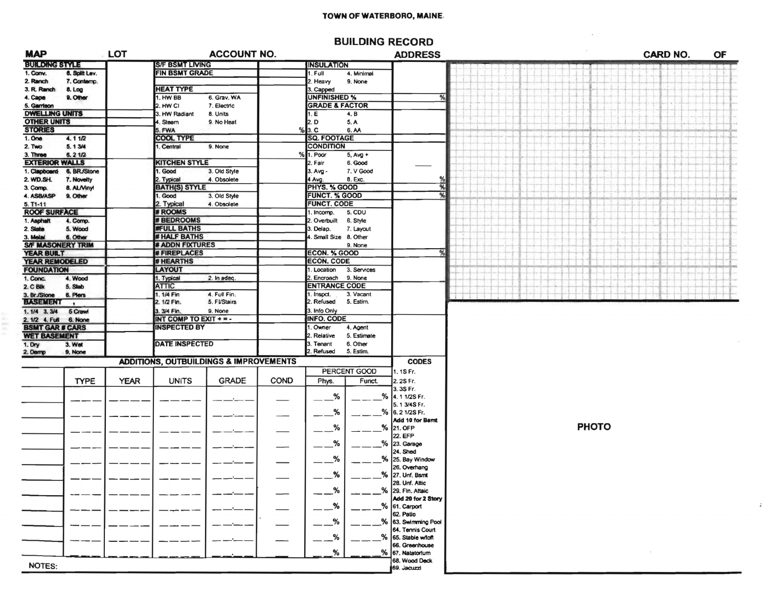**TOWN OF WATERBORO, MAINE**

## BUILDING RECORD

MAP &nbsp;&nbsp;&nbsp; LOT &nbsp;&nbsp;&nbsp; ACCOUNT NO. &nbsp;&nbsp;&nbsp; ADDRESS &nbsp;&nbsp;&nbsp; CARD NO. &nbsp;&nbsp;&nbsp; OF

**BUILDING STYLE**
1. Conv. 6. Split Lev.
2. Ranch 7. Contemp.
3. R. Ranch 8. Log
4. Cape 9. Other
5. Garrison

**DWELLING UNITS**

**OTHER UNITS**

**STORIES**
1. One 4. 1 1/2
2. Two 5. 1 3/4
3. Three 6. 2 1/2

**EXTERIOR WALLS**
1. Clapboard 6. BR./Stone
2. WD.SH. 7. Novelty
3. Comp. 8. AL/Vinyl
4. ASB/ASP 9. Other
5. T1-11

**ROOF SURFACE**
1. Asphalt 4. Comp.
2. Slate 5. Wood
3. Metal 6. Other

**S/F MASONERY TRIM**

**YEAR BUILT**

**YEAR REMODELED**

**FOUNDATION**
1. Conc. 4. Wood
2. C Blk 5. Slab
3. Br./Stone 6. Piers

**BASEMENT**
1. 1/4 3. 3/4 5 Crawl
2. 1/2 4. Full 6. None

**BSMT GAR # CARS**

**WET BASEMENT**
1. Dry 3. Wet
2. Damp 9. None

**S/F BSMT LIVING**

**FIN BSMT GRADE**

**HEAT TYPE**
1. HW BB 6. Grav. WA
2. HW CI 7. Electric
3. HW Radiant 8. Units
4. Steam 9. No Heat
5. FWA

%

**COOL TYPE**
1. Central 9. None

%

**KITCHEN STYLE**
1. Good 3. Old Style
2. Typical 4. Obsolete

**BATH(S) STYLE**
1. Good 3. Old Style
2. Typical 4. Obsolete

**# ROOMS**

**# BEDROOMS**

**#FULL BATHS**

**# HALF BATHS**

**# ADDN FIXTURES**

**# FIREPLACES**

**# HEARTHS**

**LAYOUT**
1. Typical 2. In adeq.

**ATTIC**
1. 1/4 Fin 4. Full Fin.
2. 1/2 Fin. 5. Fl/Stairs
3. 3/4 Fin. 9. None

**INT COMP TO EXIT + = -**

**INSPECTED BY**

**DATE INSPECTED**

**INSULATION**
1. Full 4. Minimal
2. Heavy 9. None
3. Capped

**UNFINISHED %** %

**GRADE & FACTOR**
1. E 4. B
2. D 5. A
3. C 6. AA

**SQ. FOOTAGE**

**CONDITION**
1. Poor 5. Avg +
2. Fair 6. Good
3. Avg - 7. V Good
4 Avg. 8. Exc.

%

**PHYS. % GOOD** %

**FUNCT. % GOOD** %

**FUNCT. CODE**
1. Incomp. 5. CDU
2. Overbuilt 6. Style
3. Delap. 7. Layout
4. Small Size 8. Other
9. None

**ECON. % GOOD** %

**ECON. CODE**
1. Location 3. Services
2. Encroach 9. None

**ENTRANCE CODE**
1. Inspct. 3. Vacant
2. Refused 5. Estim.
3. Info Only

**INFO. CODE**
1. Owner 4. Agent
2. Relative 5. Estimate
3. Tenant 6. Other
2. Refused 5. Estim.

### ADDITIONS, OUTBUILDINGS & IMPROVEMENTS

| | TYPE | YEAR | UNITS | GRADE | COND | PERCENT GOOD Phys. | PERCENT GOOD Funct. |
|---|---|---|---|---|---|---|---|
| | | | | | | % | % |
| | | | | | | % | % |
| | | | | | | % | % |
| | | | | | | % | % |
| | | | | | | % | % |
| | | | | | | % | % |
| | | | | | | % | % |
| | | | | | | % | % |
| | | | | | | % | % |
| | | | | | | % | % |
| | | | | | | % | % |

NOTES:

**CODES**
1. 1S Fr.
2. 2S Fr.
3. 3S Fr.
4. 1 1/2S Fr.
5. 1 3/4S Fr.
6. 2 1/2S Fr.
**Add 10 for Bsmt**
21. OFP
22. EFP
23. Garage
24. Shed
25. Bay Window
26. Overhang
27. Unf. Bsmt
28. Unf. Attic
29. Fin. Attaic
**Add 20 for 2 Story**
61. Carport
62. Patio
63. Swimming Pool
64. Tennis Court
65. Stable w/loft
66. Greenhouse
67. Natatorium
68. Wood Deck
69. Jacuzzi

PHOTO